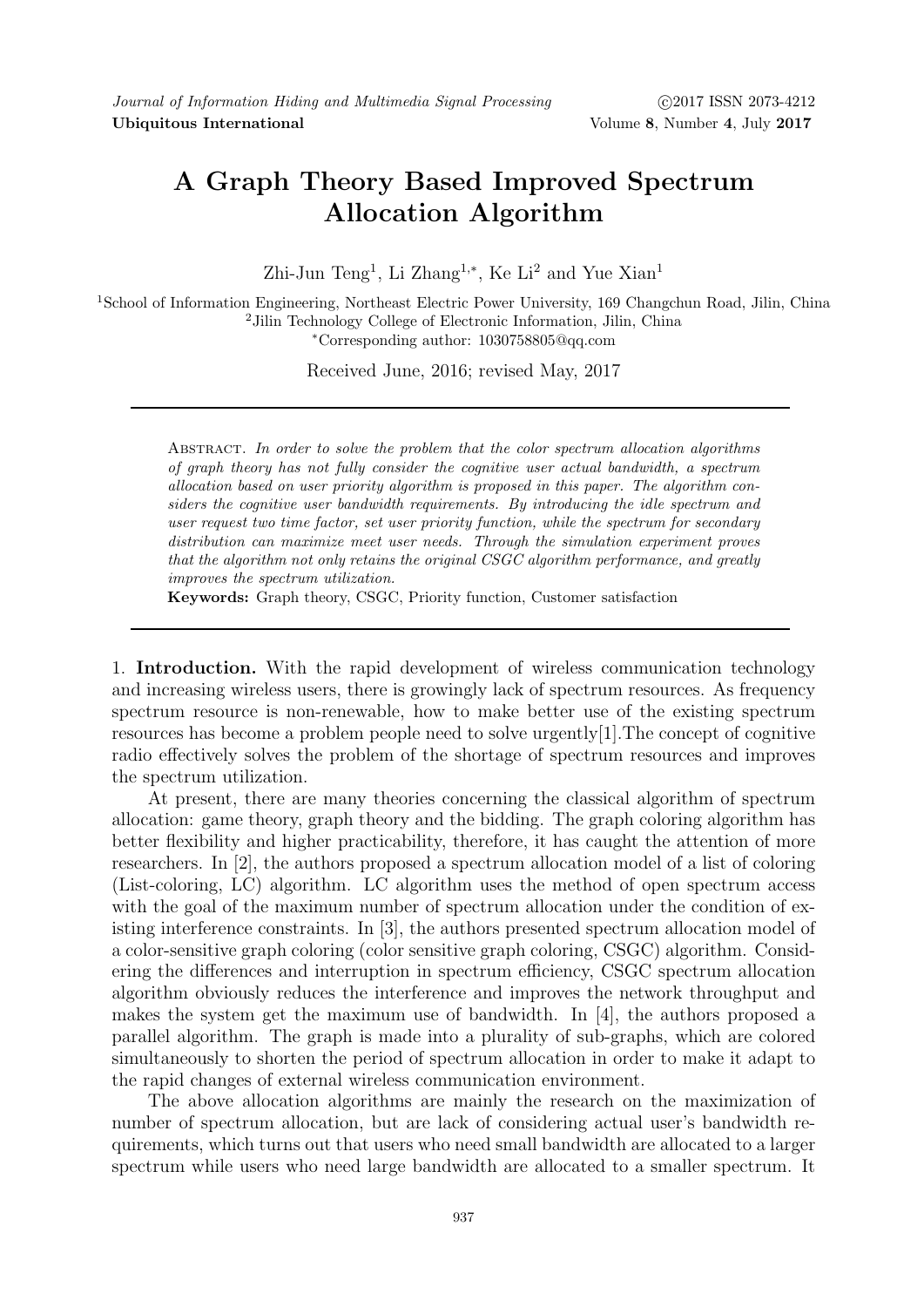# A Graph Theory Based Improved Spectrum Allocation Algorithm

Zhi-Jun Teng[1], Li Zhang[1,*], Ke Li[2] and Yue Xian[1]

[1]School of Information Engineering, Northeast Electric Power University, 169 Changchun Road, Jilin, China
[2]Jilin Technology College of Electronic Information, Jilin, China
[*]Corresponding author: 1030758805@qq.com

Received June, 2016; revised May, 2017

Abstract. *In order to solve the problem that the color spectrum allocation algorithms of graph theory has not fully consider the cognitive user actual bandwidth, a spectrum allocation based on user priority algorithm is proposed in this paper. The algorithm considers the cognitive user bandwidth requirements. By introducing the idle spectrum and user request two time factor, set user priority function, while the spectrum for secondary distribution can maximize meet user needs. Through the simulation experiment proves that the algorithm not only retains the original CSGC algorithm performance, and greatly improves the spectrum utilization.*

**Keywords:** Graph theory, CSGC, Priority function, Customer satisfaction

## 1. Introduction.

With the rapid development of wireless communication technology and increasing wireless users, there is growingly lack of spectrum resources. As frequency spectrum resource is non-renewable, how to make better use of the existing spectrum resources has become a problem people need to solve urgently[1].The concept of cognitive radio effectively solves the problem of the shortage of spectrum resources and improves the spectrum utilization.

At present, there are many theories concerning the classical algorithm of spectrum allocation: game theory, graph theory and the bidding. The graph coloring algorithm has better flexibility and higher practicability, therefore, it has caught the attention of more researchers. In [2], the authors proposed a spectrum allocation model of a list of coloring (List-coloring, LC) algorithm. LC algorithm uses the method of open spectrum access with the goal of the maximum number of spectrum allocation under the condition of existing interference constraints. In [3], the authors presented spectrum allocation model of a color-sensitive graph coloring (color sensitive graph coloring, CSGC) algorithm. Considering the differences and interruption in spectrum efficiency, CSGC spectrum allocation algorithm obviously reduces the interference and improves the network throughput and makes the system get the maximum use of bandwidth. In [4], the authors proposed a parallel algorithm. The graph is made into a plurality of sub-graphs, which are colored simultaneously to shorten the period of spectrum allocation in order to make it adapt to the rapid changes of external wireless communication environment.

The above allocation algorithms are mainly the research on the maximization of number of spectrum allocation, but are lack of considering actual user's bandwidth requirements, which turns out that users who need small bandwidth are allocated to a larger spectrum while users who need large bandwidth are allocated to a smaller spectrum. It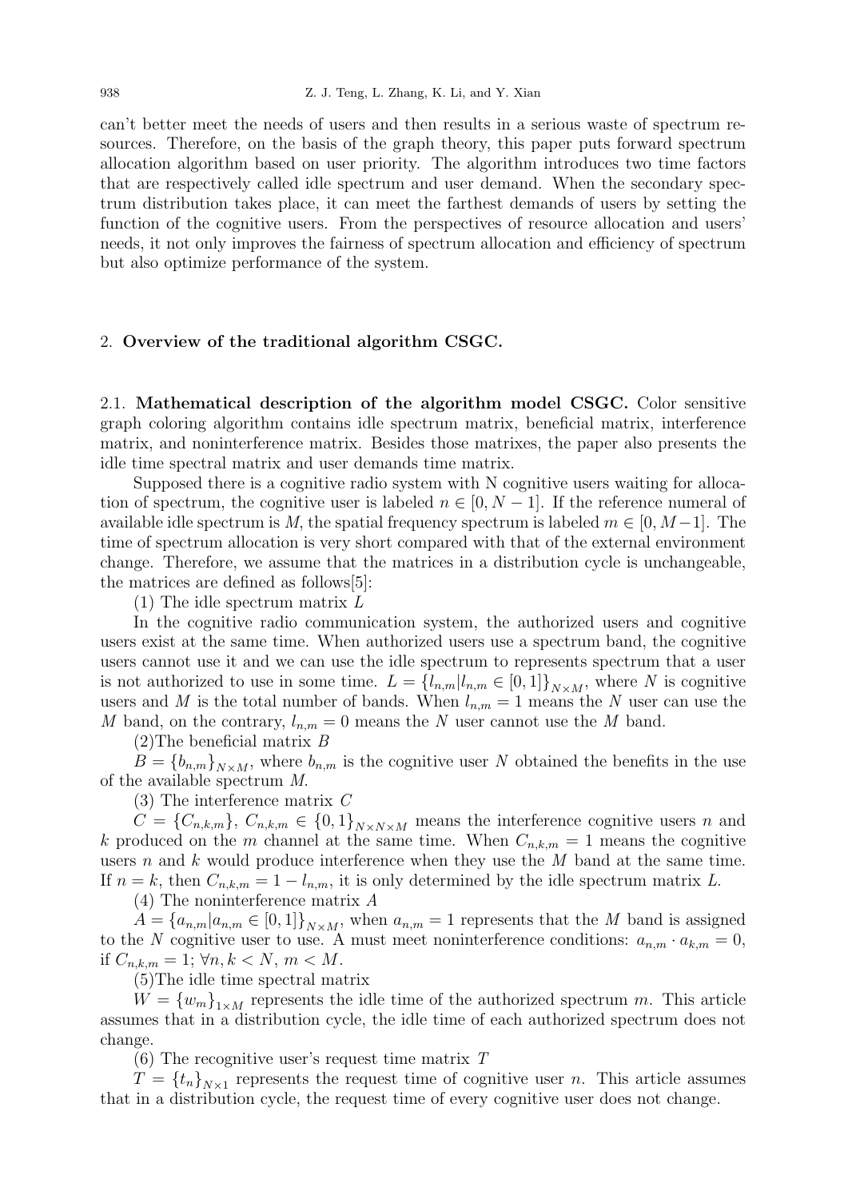can't better meet the needs of users and then results in a serious waste of spectrum resources. Therefore, on the basis of the graph theory, this paper puts forward spectrum allocation algorithm based on user priority. The algorithm introduces two time factors that are respectively called idle spectrum and user demand. When the secondary spectrum distribution takes place, it can meet the farthest demands of users by setting the function of the cognitive users. From the perspectives of resource allocation and users' needs, it not only improves the fairness of spectrum allocation and efficiency of spectrum but also optimize performance of the system.

## 2. **Overview of the traditional algorithm CSGC.**

### 2.1. **Mathematical description of the algorithm model CSGC.**

Color sensitive graph coloring algorithm contains idle spectrum matrix, beneficial matrix, interference matrix, and noninterference matrix. Besides those matrixes, the paper also presents the idle time spectral matrix and user demands time matrix.

Supposed there is a cognitive radio system with N cognitive users waiting for allocation of spectrum, the cognitive user is labeled $n \in [0, N-1]$. If the reference numeral of available idle spectrum is $M$, the spatial frequency spectrum is labeled $m \in [0, M-1]$. The time of spectrum allocation is very short compared with that of the external environment change. Therefore, we assume that the matrices in a distribution cycle is unchangeable, the matrices are defined as follows[5]:

(1) The idle spectrum matrix $L$

In the cognitive radio communication system, the authorized users and cognitive users exist at the same time. When authorized users use a spectrum band, the cognitive users cannot use it and we can use the idle spectrum to represents spectrum that a user is not authorized to use in some time. $L = \{l_{n,m} | l_{n,m} \in [0,1]\}_{N \times M}$, where $N$ is cognitive users and $M$ is the total number of bands. When $l_{n,m} = 1$ means the $N$ user can use the $M$ band, on the contrary, $l_{n,m} = 0$ means the $N$ user cannot use the $M$ band.

(2)The beneficial matrix $B$

$B = \{b_{n,m}\}_{N \times M}$, where $b_{n,m}$ is the cognitive user $N$ obtained the benefits in the use of the available spectrum $M$.

(3) The interference matrix $C$

$C = \{C_{n,k,m}\}$, $C_{n,k,m} \in \{0,1\}_{N \times N \times M}$ means the interference cognitive users $n$ and $k$ produced on the $m$ channel at the same time. When $C_{n,k,m} = 1$ means the cognitive users $n$ and $k$ would produce interference when they use the $M$ band at the same time. If $n = k$, then $C_{n,k,m} = 1 - l_{n,m}$, it is only determined by the idle spectrum matrix $L$.

(4) The noninterference matrix $A$

$A = \{a_{n,m} | a_{n,m} \in [0,1]\}_{N \times M}$, when $a_{n,m} = 1$ represents that the $M$ band is assigned to the $N$ cognitive user to use. A must meet noninterference conditions: $a_{n,m} \cdot a_{k,m} = 0$, if $C_{n,k,m} = 1$; $\forall n, k < N$, $m < M$.

(5)The idle time spectral matrix

$W = \{w_m\}_{1 \times M}$ represents the idle time of the authorized spectrum $m$. This article assumes that in a distribution cycle, the idle time of each authorized spectrum does not change.

(6) The recognitive user's request time matrix $T$

$T = \{t_n\}_{N \times 1}$ represents the request time of cognitive user $n$. This article assumes that in a distribution cycle, the request time of every cognitive user does not change.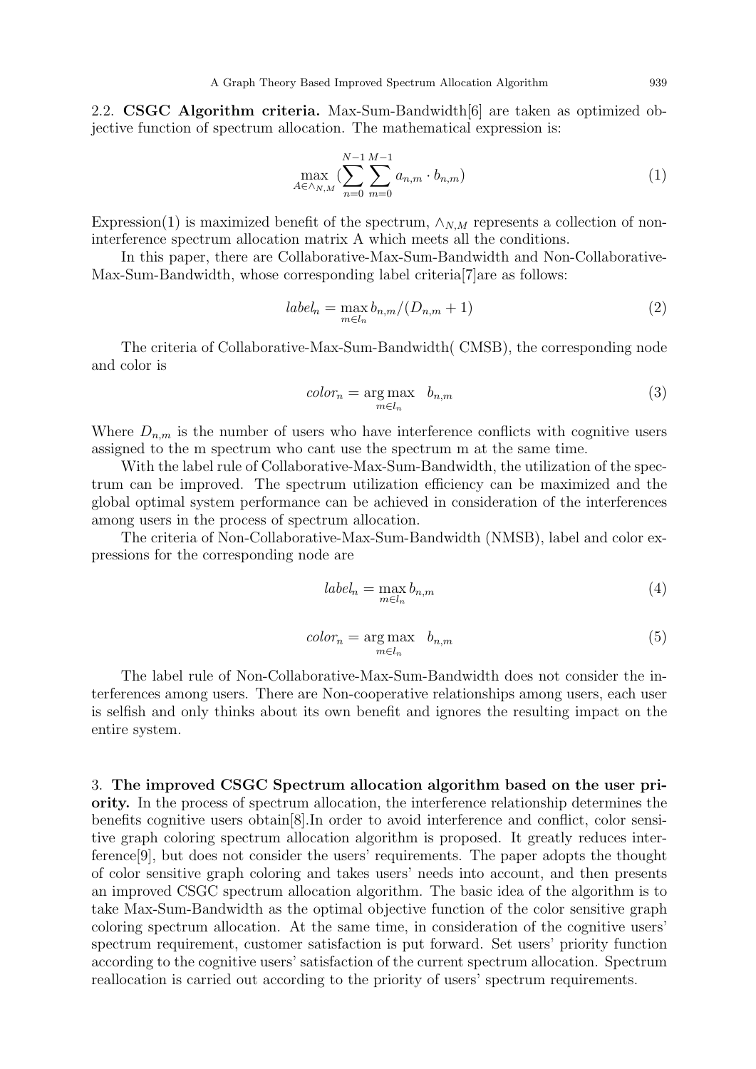2.2. **CSGC Algorithm criteria.** Max-Sum-Bandwidth[6] are taken as optimized objective function of spectrum allocation. The mathematical expression is:

$$\max_{A \in \wedge_{N,M}} \left( \sum_{n=0}^{N-1} \sum_{m=0}^{M-1} a_{n,m} \cdot b_{n,m} \right) \tag{1}$$

Expression(1) is maximized benefit of the spectrum, $\wedge_{N,M}$ represents a collection of non-interference spectrum allocation matrix A which meets all the conditions.

In this paper, there are Collaborative-Max-Sum-Bandwidth and Non-Collaborative-Max-Sum-Bandwidth, whose corresponding label criteria[7]are as follows:

$$label_n = \max_{m \in l_n} b_{n,m} / (D_{n,m} + 1) \tag{2}$$

The criteria of Collaborative-Max-Sum-Bandwidth( CMSB), the corresponding node and color is

$$color_n = \arg\max_{m \in l_n} \quad b_{n,m} \tag{3}$$

Where $D_{n,m}$ is the number of users who have interference conflicts with cognitive users assigned to the m spectrum who cant use the spectrum m at the same time.

With the label rule of Collaborative-Max-Sum-Bandwidth, the utilization of the spectrum can be improved. The spectrum utilization efficiency can be maximized and the global optimal system performance can be achieved in consideration of the interferences among users in the process of spectrum allocation.

The criteria of Non-Collaborative-Max-Sum-Bandwidth (NMSB), label and color expressions for the corresponding node are

$$label_n = \max_{m \in l_n} b_{n,m} \tag{4}$$

$$color_n = \arg\max_{m \in l_n} \quad b_{n,m} \tag{5}$$

The label rule of Non-Collaborative-Max-Sum-Bandwidth does not consider the interferences among users. There are Non-cooperative relationships among users, each user is selfish and only thinks about its own benefit and ignores the resulting impact on the entire system.

3. **The improved CSGC Spectrum allocation algorithm based on the user priority.** In the process of spectrum allocation, the interference relationship determines the benefits cognitive users obtain[8].In order to avoid interference and conflict, color sensitive graph coloring spectrum allocation algorithm is proposed. It greatly reduces interference[9], but does not consider the users' requirements. The paper adopts the thought of color sensitive graph coloring and takes users' needs into account, and then presents an improved CSGC spectrum allocation algorithm. The basic idea of the algorithm is to take Max-Sum-Bandwidth as the optimal objective function of the color sensitive graph coloring spectrum allocation. At the same time, in consideration of the cognitive users' spectrum requirement, customer satisfaction is put forward. Set users' priority function according to the cognitive users' satisfaction of the current spectrum allocation. Spectrum reallocation is carried out according to the priority of users' spectrum requirements.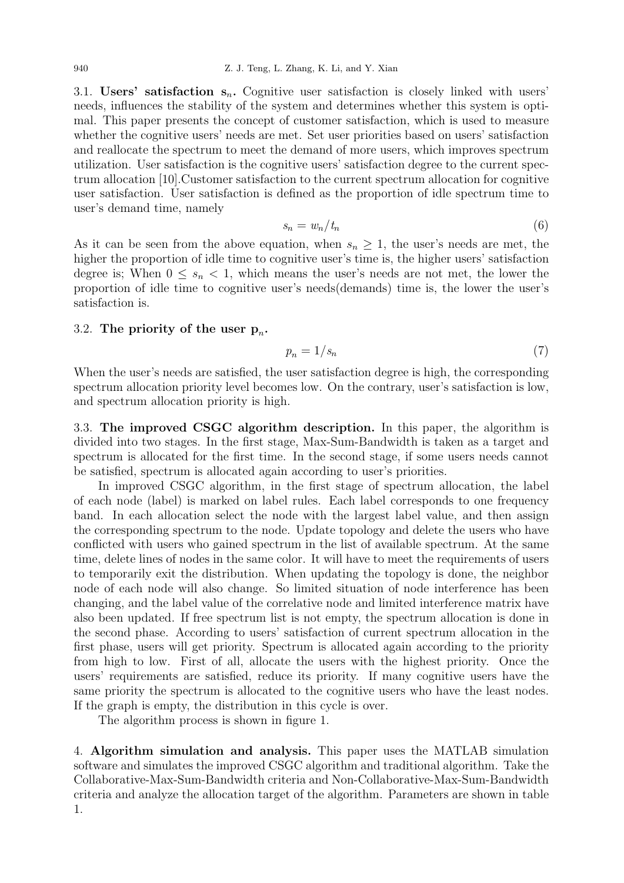3.1. **Users' satisfaction $s_n$.** Cognitive user satisfaction is closely linked with users' needs, influences the stability of the system and determines whether this system is optimal. This paper presents the concept of customer satisfaction, which is used to measure whether the cognitive users' needs are met. Set user priorities based on users' satisfaction and reallocate the spectrum to meet the demand of more users, which improves spectrum utilization. User satisfaction is the cognitive users' satisfaction degree to the current spectrum allocation [10].Customer satisfaction to the current spectrum allocation for cognitive user satisfaction. User satisfaction is defined as the proportion of idle spectrum time to user's demand time, namely

$$s_n = w_n/t_n \tag{6}$$

As it can be seen from the above equation, when $s_n \geq 1$, the user's needs are met, the higher the proportion of idle time to cognitive user's time is, the higher users' satisfaction degree is; When $0 \leq s_n < 1$, which means the user's needs are not met, the lower the proportion of idle time to cognitive user's needs(demands) time is, the lower the user's satisfaction is.

3.2. **The priority of the user $p_n$.**

$$p_n = 1/s_n \tag{7}$$

When the user's needs are satisfied, the user satisfaction degree is high, the corresponding spectrum allocation priority level becomes low. On the contrary, user's satisfaction is low, and spectrum allocation priority is high.

3.3. **The improved CSGC algorithm description.** In this paper, the algorithm is divided into two stages. In the first stage, Max-Sum-Bandwidth is taken as a target and spectrum is allocated for the first time. In the second stage, if some users needs cannot be satisfied, spectrum is allocated again according to user's priorities.

In improved CSGC algorithm, in the first stage of spectrum allocation, the label of each node (label) is marked on label rules. Each label corresponds to one frequency band. In each allocation select the node with the largest label value, and then assign the corresponding spectrum to the node. Update topology and delete the users who have conflicted with users who gained spectrum in the list of available spectrum. At the same time, delete lines of nodes in the same color. It will have to meet the requirements of users to temporarily exit the distribution. When updating the topology is done, the neighbor node of each node will also change. So limited situation of node interference has been changing, and the label value of the correlative node and limited interference matrix have also been updated. If free spectrum list is not empty, the spectrum allocation is done in the second phase. According to users' satisfaction of current spectrum allocation in the first phase, users will get priority. Spectrum is allocated again according to the priority from high to low. First of all, allocate the users with the highest priority. Once the users' requirements are satisfied, reduce its priority. If many cognitive users have the same priority the spectrum is allocated to the cognitive users who have the least nodes. If the graph is empty, the distribution in this cycle is over.

The algorithm process is shown in figure 1.

4. **Algorithm simulation and analysis.** This paper uses the MATLAB simulation software and simulates the improved CSGC algorithm and traditional algorithm. Take the Collaborative-Max-Sum-Bandwidth criteria and Non-Collaborative-Max-Sum-Bandwidth criteria and analyze the allocation target of the algorithm. Parameters are shown in table 1.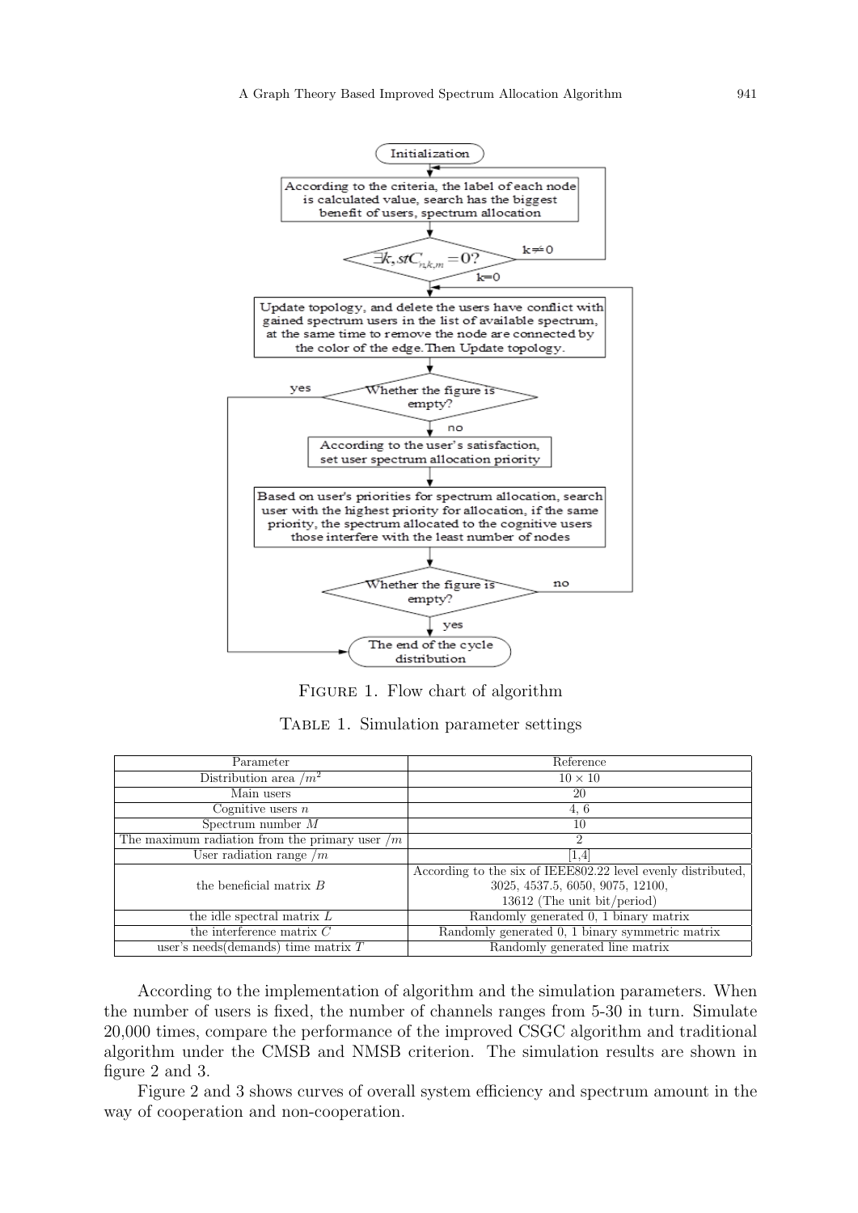Figure 1. Flow chart of algorithm

Table 1. Simulation parameter settings

| Parameter | Reference |
|---|---|
| Distribution area $/m^2$ | $10 \times 10$ |
| Main users | 20 |
| Cognitive users $n$ | 4, 6 |
| Spectrum number $M$ | 10 |
| The maximum radiation from the primary user $/m$ | 2 |
| User radiation range $/m$ | [1,4] |
| the beneficial matrix $B$ | According to the six of IEEE802.22 level evenly distributed, 3025, 4537.5, 6050, 9075, 12100, 13612 (The unit bit/period) |
| the idle spectral matrix $L$ | Randomly generated 0, 1 binary matrix |
| the interference matrix $C$ | Randomly generated 0, 1 binary symmetric matrix |
| user's needs(demands) time matrix $T$ | Randomly generated line matrix |

According to the implementation of algorithm and the simulation parameters. When the number of users is fixed, the number of channels ranges from 5-30 in turn. Simulate 20,000 times, compare the performance of the improved CSGC algorithm and traditional algorithm under the CMSB and NMSB criterion. The simulation results are shown in figure 2 and 3.

Figure 2 and 3 shows curves of overall system efficiency and spectrum amount in the way of cooperation and non-cooperation.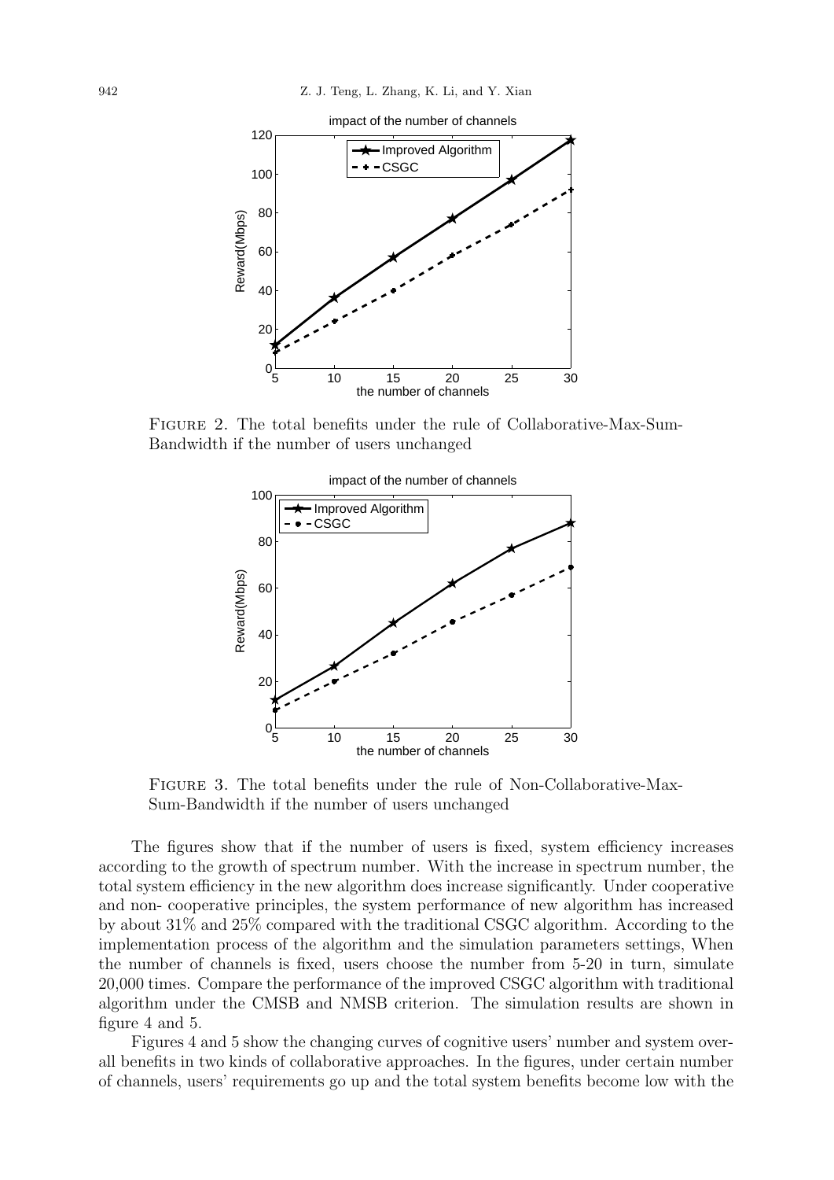FIGURE 2. The total benefits under the rule of Collaborative-Max-Sum-Bandwidth if the number of users unchanged

FIGURE 3. The total benefits under the rule of Non-Collaborative-Max-Sum-Bandwidth if the number of users unchanged

The figures show that if the number of users is fixed, system efficiency increases according to the growth of spectrum number. With the increase in spectrum number, the total system efficiency in the new algorithm does increase significantly. Under cooperative and non- cooperative principles, the system performance of new algorithm has increased by about 31% and 25% compared with the traditional CSGC algorithm. According to the implementation process of the algorithm and the simulation parameters settings, When the number of channels is fixed, users choose the number from 5-20 in turn, simulate 20,000 times. Compare the performance of the improved CSGC algorithm with traditional algorithm under the CMSB and NMSB criterion. The simulation results are shown in figure 4 and 5.

Figures 4 and 5 show the changing curves of cognitive users' number and system overall benefits in two kinds of collaborative approaches. In the figures, under certain number of channels, users' requirements go up and the total system benefits become low with the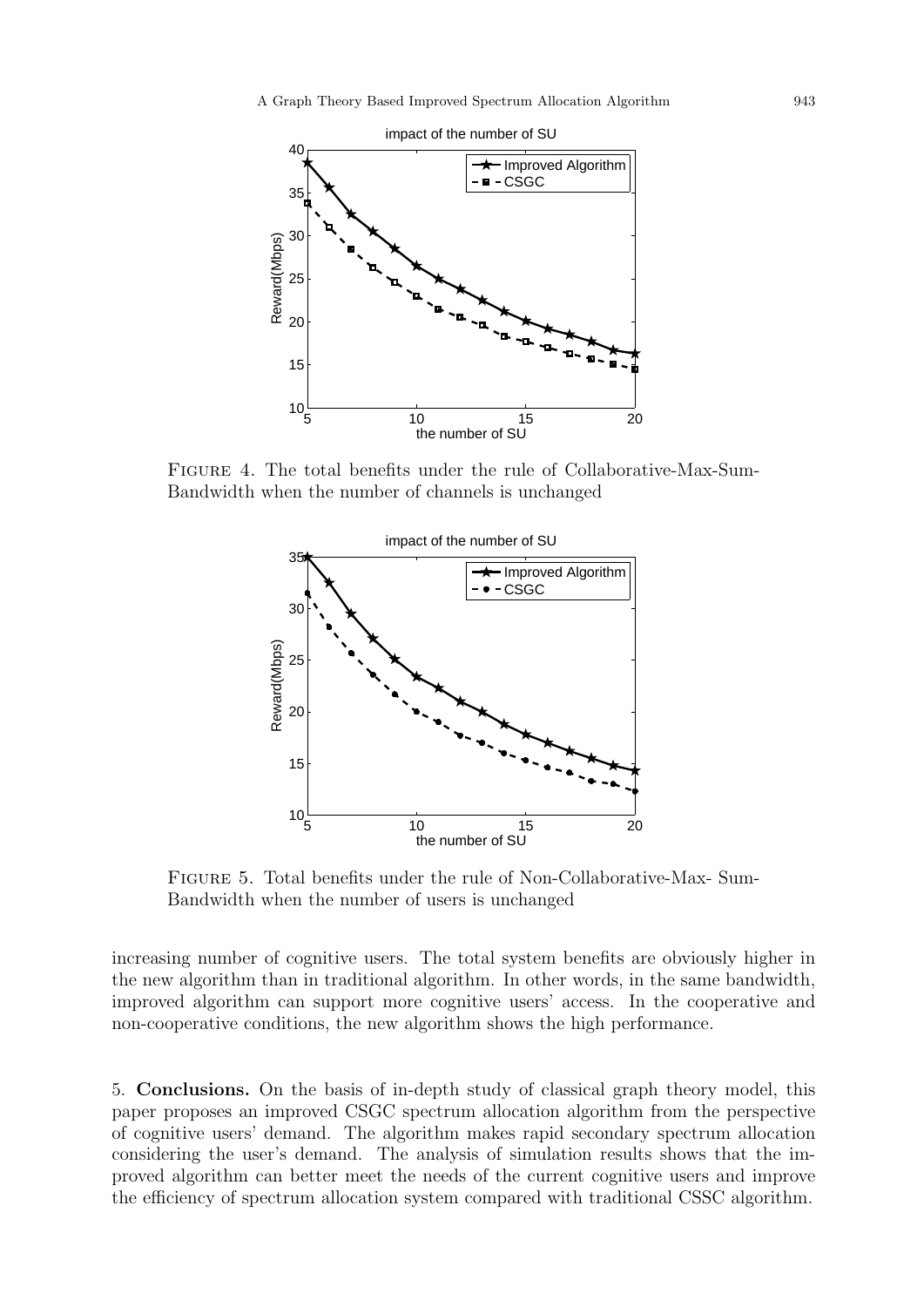FIGURE 4. The total benefits under the rule of Collaborative-Max-Sum-Bandwidth when the number of channels is unchanged

FIGURE 5. Total benefits under the rule of Non-Collaborative-Max- Sum-Bandwidth when the number of users is unchanged

increasing number of cognitive users. The total system benefits are obviously higher in the new algorithm than in traditional algorithm. In other words, in the same bandwidth, improved algorithm can support more cognitive users' access. In the cooperative and non-cooperative conditions, the new algorithm shows the high performance.

## 5. Conclusions.

On the basis of in-depth study of classical graph theory model, this paper proposes an improved CSGC spectrum allocation algorithm from the perspective of cognitive users' demand. The algorithm makes rapid secondary spectrum allocation considering the user's demand. The analysis of simulation results shows that the improved algorithm can better meet the needs of the current cognitive users and improve the efficiency of spectrum allocation system compared with traditional CSSC algorithm.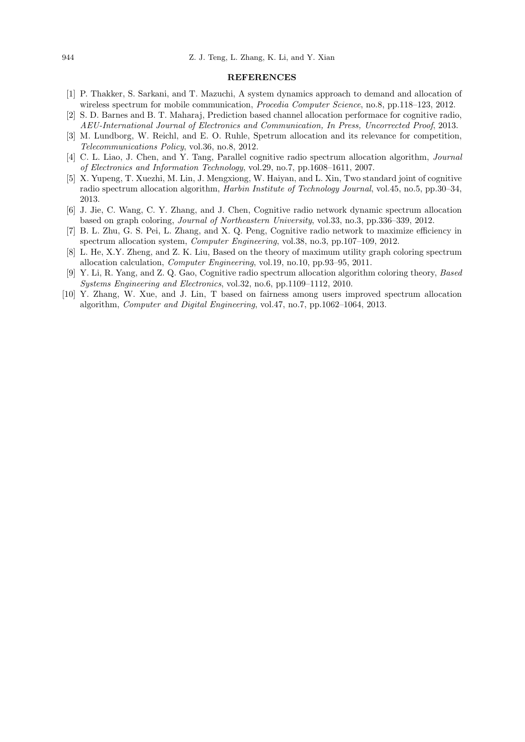## REFERENCES

[1] P. Thakker, S. Sarkani, and T. Mazuchi, A system dynamics approach to demand and allocation of wireless spectrum for mobile communication, *Procedia Computer Science*, no.8, pp.118–123, 2012.

[2] S. D. Barnes and B. T. Maharaj, Prediction based channel allocation performace for cognitive radio, *AEU-International Journal of Electronics and Communication, In Press, Uncorrected Proof*, 2013.

[3] M. Lundborg, W. Reichl, and E. O. Ruhle, Spetrum allocation and its relevance for competition, *Telecommunications Policy*, vol.36, no.8, 2012.

[4] C. L. Liao, J. Chen, and Y. Tang, Parallel cognitive radio spectrum allocation algorithm, *Journal of Electronics and Information Technology*, vol.29, no.7, pp.1608–1611, 2007.

[5] X. Yupeng, T. Xuezhi, M. Lin, J. Mengxiong, W. Haiyan, and L. Xin, Two standard joint of cognitive radio spectrum allocation algorithm, *Harbin Institute of Technology Journal*, vol.45, no.5, pp.30–34, 2013.

[6] J. Jie, C. Wang, C. Y. Zhang, and J. Chen, Cognitive radio network dynamic spectrum allocation based on graph coloring, *Journal of Northeastern University*, vol.33, no.3, pp.336–339, 2012.

[7] B. L. Zhu, G. S. Pei, L. Zhang, and X. Q. Peng, Cognitive radio network to maximize efficiency in spectrum allocation system, *Computer Engineering*, vol.38, no.3, pp.107–109, 2012.

[8] L. He, X.Y. Zheng, and Z. K. Liu, Based on the theory of maximum utility graph coloring spectrum allocation calculation, *Computer Engineering*, vol.19, no.10, pp.93–95, 2011.

[9] Y. Li, R. Yang, and Z. Q. Gao, Cognitive radio spectrum allocation algorithm coloring theory, *Based Systems Engineering and Electronics*, vol.32, no.6, pp.1109–1112, 2010.

[10] Y. Zhang, W. Xue, and J. Lin, T based on fairness among users improved spectrum allocation algorithm, *Computer and Digital Engineering*, vol.47, no.7, pp.1062–1064, 2013.